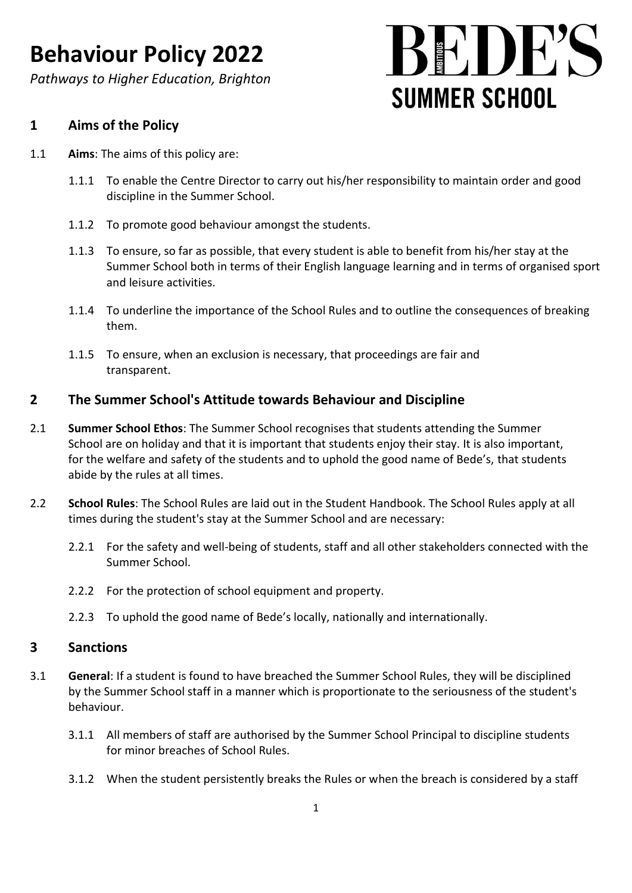# Behaviour Policy 2022

*Pathways to Higher Education, Brighton*

BEDE'S SUMMER SCHOOL

## 1 Aims of the Policy

1.1 **Aims**: The aims of this policy are:

1.1.1 To enable the Centre Director to carry out his/her responsibility to maintain order and good discipline in the Summer School.

1.1.2 To promote good behaviour amongst the students.

1.1.3 To ensure, so far as possible, that every student is able to benefit from his/her stay at the Summer School both in terms of their English language learning and in terms of organised sport and leisure activities.

1.1.4 To underline the importance of the School Rules and to outline the consequences of breaking them.

1.1.5 To ensure, when an exclusion is necessary, that proceedings are fair and transparent.

## 2 The Summer School's Attitude towards Behaviour and Discipline

2.1 **Summer School Ethos**: The Summer School recognises that students attending the Summer School are on holiday and that it is important that students enjoy their stay. It is also important, for the welfare and safety of the students and to uphold the good name of Bede's, that students abide by the rules at all times.

2.2 **School Rules**: The School Rules are laid out in the Student Handbook. The School Rules apply at all times during the student's stay at the Summer School and are necessary:

2.2.1 For the safety and well-being of students, staff and all other stakeholders connected with the Summer School.

2.2.2 For the protection of school equipment and property.

2.2.3 To uphold the good name of Bede's locally, nationally and internationally.

## 3 Sanctions

3.1 **General**: If a student is found to have breached the Summer School Rules, they will be disciplined by the Summer School staff in a manner which is proportionate to the seriousness of the student's behaviour.

3.1.1 All members of staff are authorised by the Summer School Principal to discipline students for minor breaches of School Rules.

3.1.2 When the student persistently breaks the Rules or when the breach is considered by a staff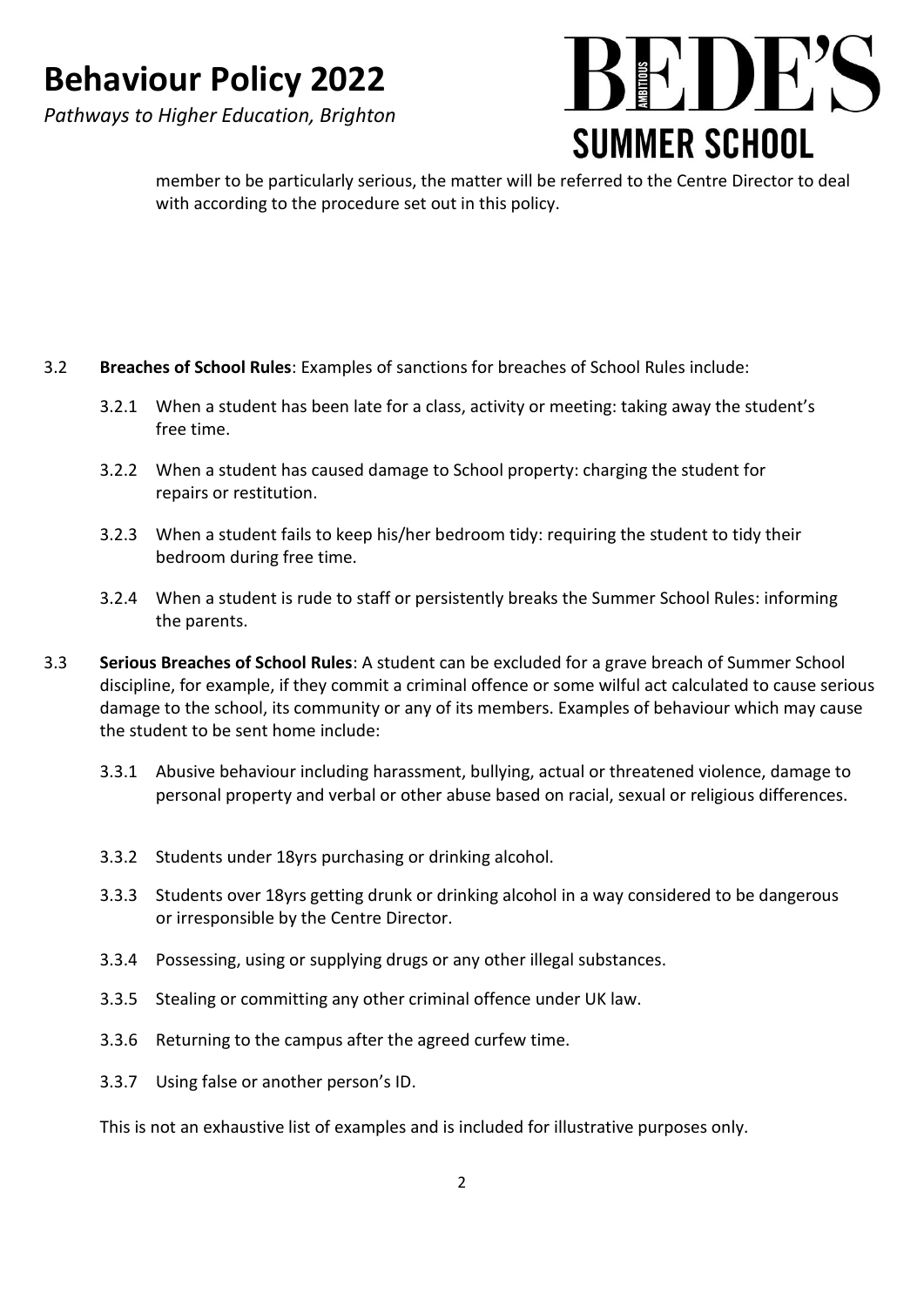member to be particularly serious, the matter will be referred to the Centre Director to deal with according to the procedure set out in this policy.

3.2 **Breaches of School Rules**: Examples of sanctions for breaches of School Rules include:

- 3.2.1 When a student has been late for a class, activity or meeting: taking away the student's free time.
- 3.2.2 When a student has caused damage to School property: charging the student for repairs or restitution.
- 3.2.3 When a student fails to keep his/her bedroom tidy: requiring the student to tidy their bedroom during free time.
- 3.2.4 When a student is rude to staff or persistently breaks the Summer School Rules: informing the parents.

3.3 **Serious Breaches of School Rules**: A student can be excluded for a grave breach of Summer School discipline, for example, if they commit a criminal offence or some wilful act calculated to cause serious damage to the school, its community or any of its members. Examples of behaviour which may cause the student to be sent home include:

- 3.3.1 Abusive behaviour including harassment, bullying, actual or threatened violence, damage to personal property and verbal or other abuse based on racial, sexual or religious differences.
- 3.3.2 Students under 18yrs purchasing or drinking alcohol.
- 3.3.3 Students over 18yrs getting drunk or drinking alcohol in a way considered to be dangerous or irresponsible by the Centre Director.
- 3.3.4 Possessing, using or supplying drugs or any other illegal substances.
- 3.3.5 Stealing or committing any other criminal offence under UK law.
- 3.3.6 Returning to the campus after the agreed curfew time.
- 3.3.7 Using false or another person's ID.

This is not an exhaustive list of examples and is included for illustrative purposes only.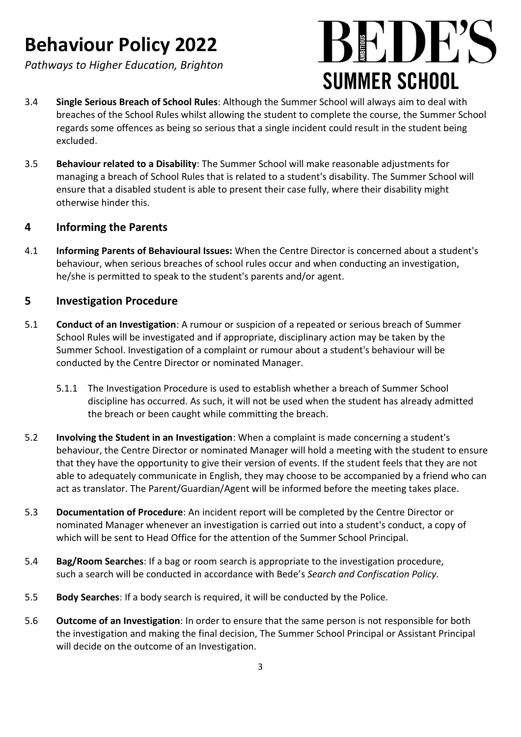3.4 **Single Serious Breach of School Rules**: Although the Summer School will always aim to deal with breaches of the School Rules whilst allowing the student to complete the course, the Summer School regards some offences as being so serious that a single incident could result in the student being excluded.

3.5 **Behaviour related to a Disability**: The Summer School will make reasonable adjustments for managing a breach of School Rules that is related to a student's disability. The Summer School will ensure that a disabled student is able to present their case fully, where their disability might otherwise hinder this.

## 4 Informing the Parents

4.1 **Informing Parents of Behavioural Issues:** When the Centre Director is concerned about a student's behaviour, when serious breaches of school rules occur and when conducting an investigation, he/she is permitted to speak to the student's parents and/or agent.

## 5 Investigation Procedure

5.1 **Conduct of an Investigation**: A rumour or suspicion of a repeated or serious breach of Summer School Rules will be investigated and if appropriate, disciplinary action may be taken by the Summer School. Investigation of a complaint or rumour about a student's behaviour will be conducted by the Centre Director or nominated Manager.

5.1.1 The Investigation Procedure is used to establish whether a breach of Summer School discipline has occurred. As such, it will not be used when the student has already admitted the breach or been caught while committing the breach.

5.2 **Involving the Student in an Investigation**: When a complaint is made concerning a student's behaviour, the Centre Director or nominated Manager will hold a meeting with the student to ensure that they have the opportunity to give their version of events. If the student feels that they are not able to adequately communicate in English, they may choose to be accompanied by a friend who can act as translator. The Parent/Guardian/Agent will be informed before the meeting takes place.

5.3 **Documentation of Procedure**: An incident report will be completed by the Centre Director or nominated Manager whenever an investigation is carried out into a student's conduct, a copy of which will be sent to Head Office for the attention of the Summer School Principal.

5.4 **Bag/Room Searches**: If a bag or room search is appropriate to the investigation procedure, such a search will be conducted in accordance with Bede's *Search and Confiscation Policy.*

5.5 **Body Searches**: If a body search is required, it will be conducted by the Police.

5.6 **Outcome of an Investigation**: In order to ensure that the same person is not responsible for both the investigation and making the final decision, The Summer School Principal or Assistant Principal will decide on the outcome of an Investigation.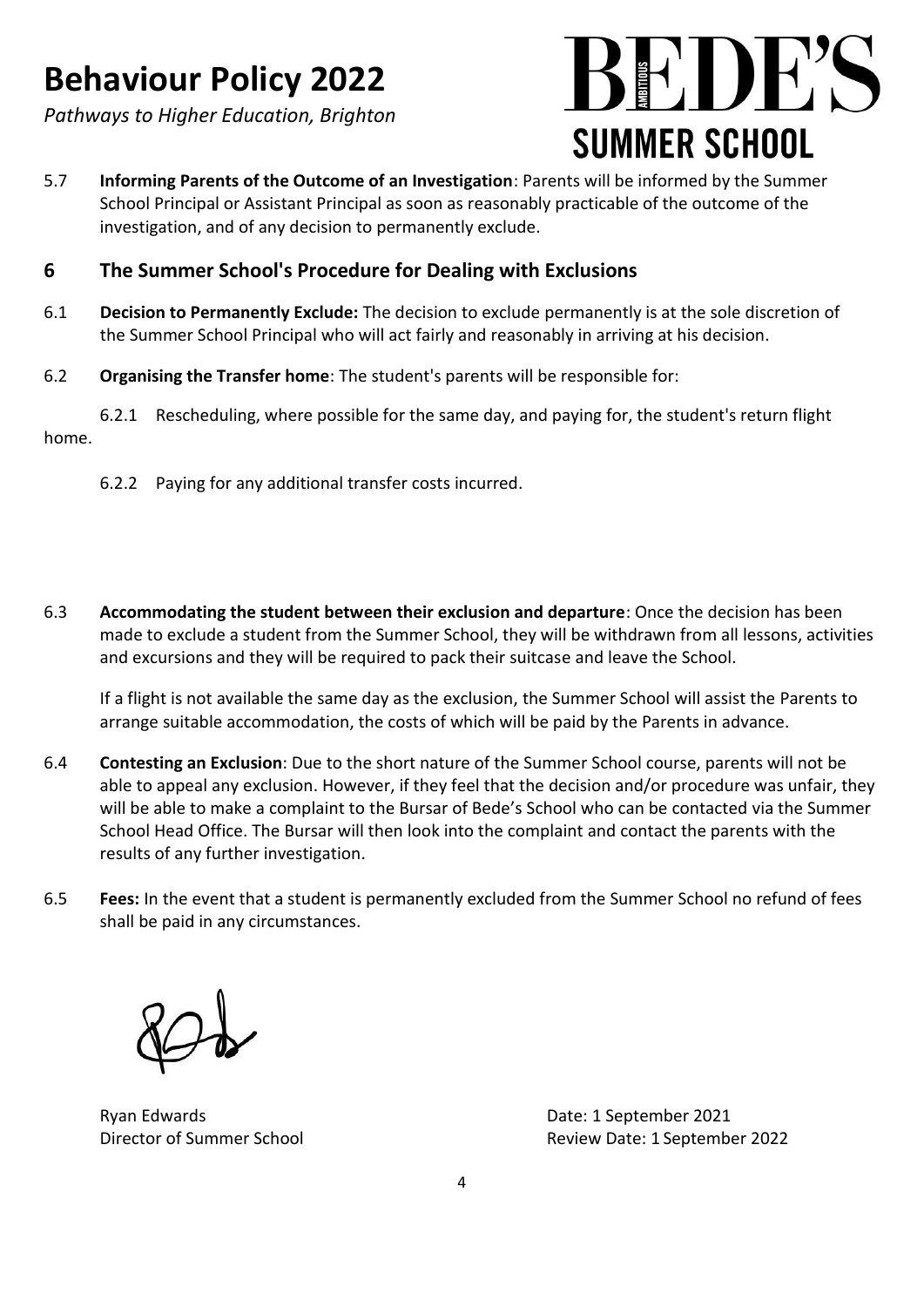5.7 **Informing Parents of the Outcome of an Investigation**: Parents will be informed by the Summer School Principal or Assistant Principal as soon as reasonably practicable of the outcome of the investigation, and of any decision to permanently exclude.

## 6 The Summer School's Procedure for Dealing with Exclusions

6.1 **Decision to Permanently Exclude:** The decision to exclude permanently is at the sole discretion of the Summer School Principal who will act fairly and reasonably in arriving at his decision.

6.2 **Organising the Transfer home**: The student's parents will be responsible for:

6.2.1 Rescheduling, where possible for the same day, and paying for, the student's return flight home.

6.2.2 Paying for any additional transfer costs incurred.

6.3 **Accommodating the student between their exclusion and departure**: Once the decision has been made to exclude a student from the Summer School, they will be withdrawn from all lessons, activities and excursions and they will be required to pack their suitcase and leave the School.

If a flight is not available the same day as the exclusion, the Summer School will assist the Parents to arrange suitable accommodation, the costs of which will be paid by the Parents in advance.

6.4 **Contesting an Exclusion**: Due to the short nature of the Summer School course, parents will not be able to appeal any exclusion. However, if they feel that the decision and/or procedure was unfair, they will be able to make a complaint to the Bursar of Bede's School who can be contacted via the Summer School Head Office. The Bursar will then look into the complaint and contact the parents with the results of any further investigation.

6.5 **Fees:** In the event that a student is permanently excluded from the Summer School no refund of fees shall be paid in any circumstances.

Ryan Edwards
Director of Summer School

Date: 1 September 2021
Review Date: 1 September 2022